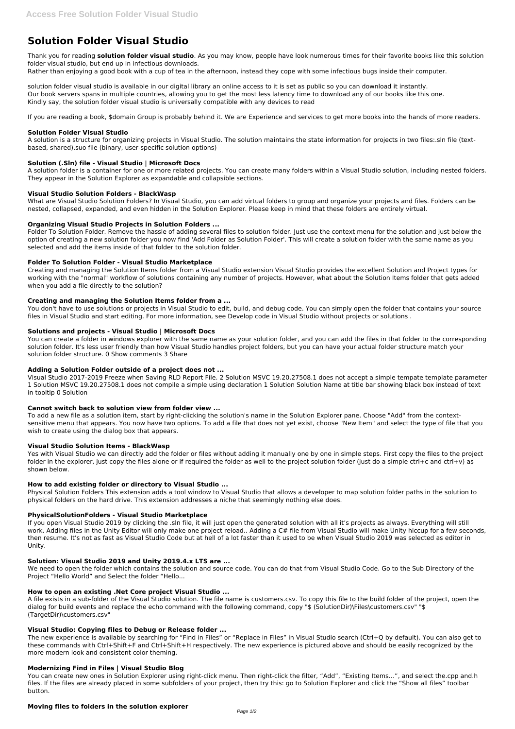# Solution Folder Visual Studio

Thank you for reading **solution folder visual studio**. As you may know, people have look numerous times for their favorite books like this solution folder visual studio, but end up in infectious downloads.
Rather than enjoying a good book with a cup of tea in the afternoon, instead they cope with some infectious bugs inside their computer.

solution folder visual studio is available in our digital library an online access to it is set as public so you can download it instantly.
Our book servers spans in multiple countries, allowing you to get the most less latency time to download any of our books like this one.
Kindly say, the solution folder visual studio is universally compatible with any devices to read

If you are reading a book, $domain Group is probably behind it. We are Experience and services to get more books into the hands of more readers.

### Solution Folder Visual Studio

A solution is a structure for organizing projects in Visual Studio. The solution maintains the state information for projects in two files:.sln file (text-based, shared).suo file (binary, user-specific solution options)

### Solution (.Sln) file - Visual Studio | Microsoft Docs

A solution folder is a container for one or more related projects. You can create many folders within a Visual Studio solution, including nested folders. They appear in the Solution Explorer as expandable and collapsible sections.

### Visual Studio Solution Folders - BlackWasp

What are Visual Studio Solution Folders? In Visual Studio, you can add virtual folders to group and organize your projects and files. Folders can be nested, collapsed, expanded, and even hidden in the Solution Explorer. Please keep in mind that these folders are entirely virtual.

### Organizing Visual Studio Projects in Solution Folders ...

Folder To Solution Folder. Remove the hassle of adding several files to solution folder. Just use the context menu for the solution and just below the option of creating a new solution folder you now find 'Add Folder as Solution Folder'. This will create a solution folder with the same name as you selected and add the items inside of that folder to the solution folder.

### Folder To Solution Folder - Visual Studio Marketplace

Creating and managing the Solution Items folder from a Visual Studio extension Visual Studio provides the excellent Solution and Project types for working with the "normal" workflow of solutions containing any number of projects. However, what about the Solution Items folder that gets added when you add a file directly to the solution?

### Creating and managing the Solution Items folder from a ...

You don't have to use solutions or projects in Visual Studio to edit, build, and debug code. You can simply open the folder that contains your source files in Visual Studio and start editing. For more information, see Develop code in Visual Studio without projects or solutions .

### Solutions and projects - Visual Studio | Microsoft Docs

You can create a folder in windows explorer with the same name as your solution folder, and you can add the files in that folder to the corresponding solution folder. It's less user friendly than how Visual Studio handles project folders, but you can have your actual folder structure match your solution folder structure. 0 Show comments 3 Share

### Adding a Solution Folder outside of a project does not ...

Visual Studio 2017-2019 Freeze when Saving RLD Report File. 2 Solution MSVC 19.20.27508.1 does not accept a simple tempate template parameter 1 Solution MSVC 19.20.27508.1 does not compile a simple using declaration 1 Solution Solution Name at title bar showing black box instead of text in tooltip 0 Solution

### Cannot switch back to solution view from folder view ...

To add a new file as a solution item, start by right-clicking the solution's name in the Solution Explorer pane. Choose "Add" from the context-sensitive menu that appears. You now have two options. To add a file that does not yet exist, choose "New Item" and select the type of file that you wish to create using the dialog box that appears.

### Visual Studio Solution Items - BlackWasp

Yes with Visual Studio we can directly add the folder or files without adding it manually one by one in simple steps. First copy the files to the project folder in the explorer, just copy the files alone or if required the folder as well to the project solution folder (just do a simple ctrl+c and ctrl+v) as shown below.

### How to add existing folder or directory to Visual Studio ...

Physical Solution Folders This extension adds a tool window to Visual Studio that allows a developer to map solution folder paths in the solution to physical folders on the hard drive. This extension addresses a niche that seemingly nothing else does.

### PhysicalSolutionFolders - Visual Studio Marketplace

If you open Visual Studio 2019 by clicking the .sln file, it will just open the generated solution with all it's projects as always. Everything will still work. Adding files in the Unity Editor will only make one project reload.. Adding a C# file from Visual Studio will make Unity hiccup for a few seconds, then resume. It's not as fast as Visual Studio Code but at hell of a lot faster than it used to be when Visual Studio 2019 was selected as editor in Unity.

### Solution: Visual Studio 2019 and Unity 2019.4.x LTS are ...

We need to open the folder which contains the solution and source code. You can do that from Visual Studio Code. Go to the Sub Directory of the Project "Hello World" and Select the folder "Hello...

### How to open an existing .Net Core project Visual Studio ...

A file exists in a sub-folder of the Visual Studio solution. The file name is customers.csv. To copy this file to the build folder of the project, open the dialog for build events and replace the echo command with the following command, copy "$ (SolutionDir)\Files\customers.csv" "$ (TargetDir)\customers.csv"

### Visual Studio: Copying files to Debug or Release folder ...

The new experience is available by searching for "Find in Files" or "Replace in Files" in Visual Studio search (Ctrl+Q by default). You can also get to these commands with Ctrl+Shift+F and Ctrl+Shift+H respectively. The new experience is pictured above and should be easily recognized by the more modern look and consistent color theming.

### Modernizing Find in Files | Visual Studio Blog

You can create new ones in Solution Explorer using right-click menu. Then right-click the filter, "Add", "Existing Items...", and select the.cpp and.h files. If the files are already placed in some subfolders of your project, then try this: go to Solution Explorer and click the "Show all files" toolbar button.

### Moving files to folders in the solution explorer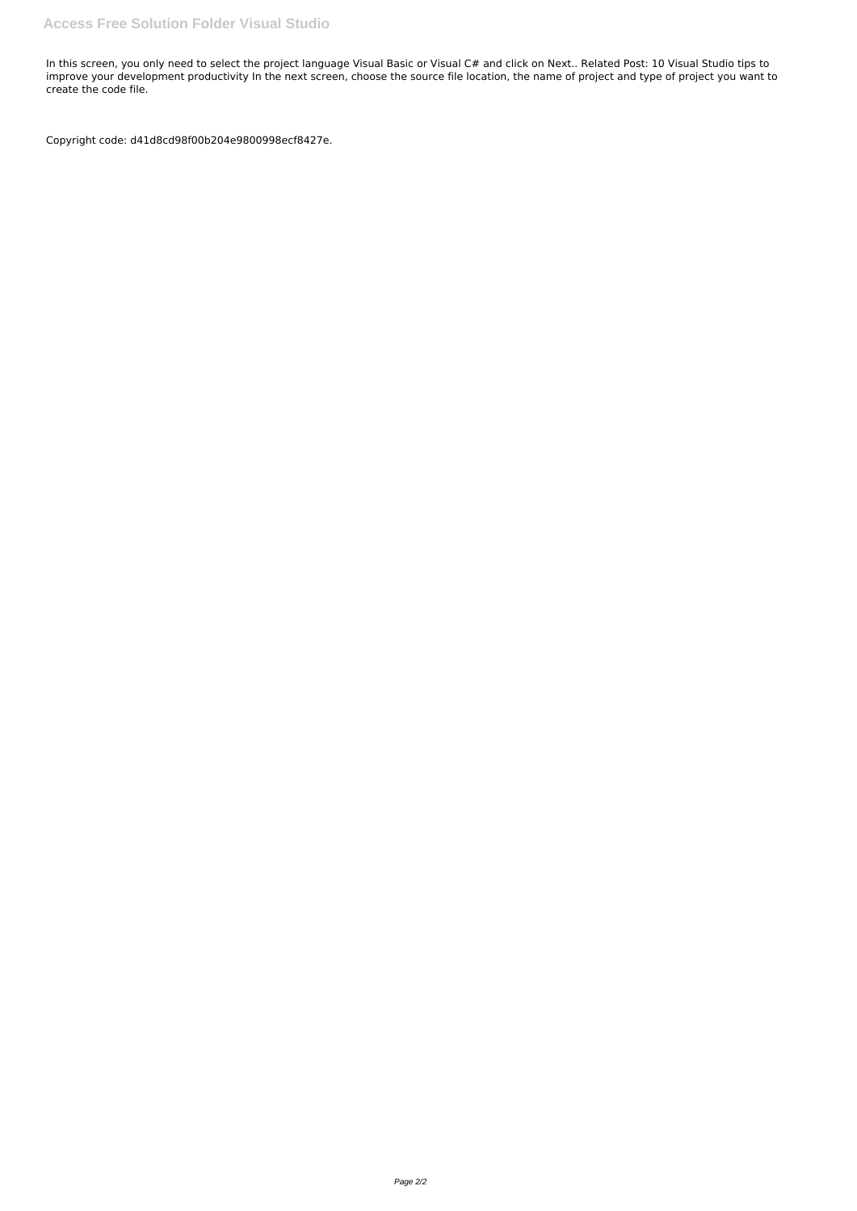In this screen, you only need to select the project language Visual Basic or Visual C# and click on Next.. Related Post: 10 Visual Studio tips to improve your development productivity In the next screen, choose the source file location, the name of project and type of project you want to create the code file.

Copyright code: d41d8cd98f00b204e9800998ecf8427e.